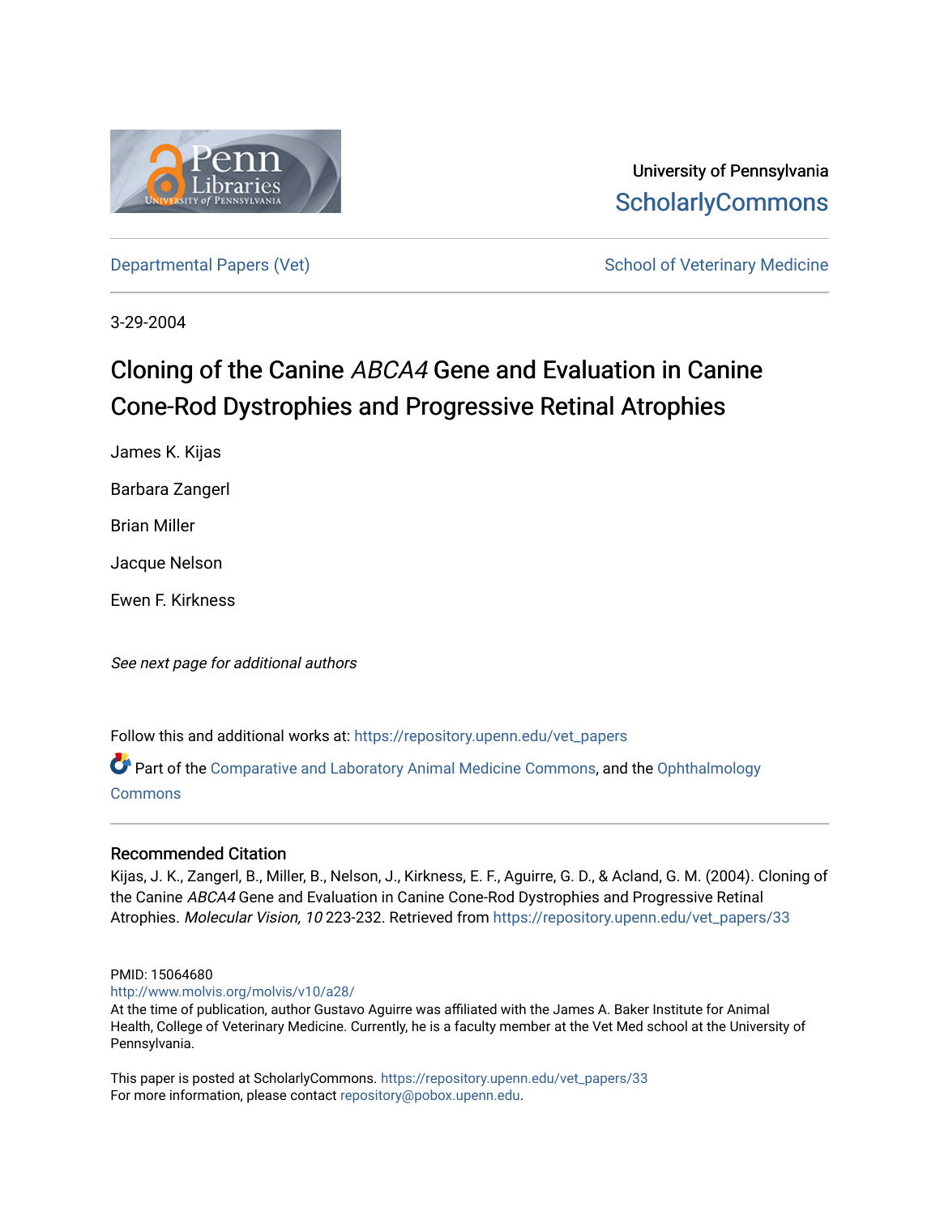University of Pennsylvania
ScholarlyCommons

Departmental Papers (Vet) — School of Veterinary Medicine

3-29-2004

# Cloning of the Canine *ABCA4* Gene and Evaluation in Canine Cone-Rod Dystrophies and Progressive Retinal Atrophies

James K. Kijas

Barbara Zangerl

Brian Miller

Jacque Nelson

Ewen F. Kirkness

*See next page for additional authors*

Follow this and additional works at: https://repository.upenn.edu/vet_papers

Part of the Comparative and Laboratory Animal Medicine Commons, and the Ophthalmology Commons

## Recommended Citation

Kijas, J. K., Zangerl, B., Miller, B., Nelson, J., Kirkness, E. F., Aguirre, G. D., & Acland, G. M. (2004). Cloning of the Canine *ABCA4* Gene and Evaluation in Canine Cone-Rod Dystrophies and Progressive Retinal Atrophies. *Molecular Vision, 10* 223-232. Retrieved from https://repository.upenn.edu/vet_papers/33

PMID: 15064680
http://www.molvis.org/molvis/v10/a28/
At the time of publication, author Gustavo Aguirre was affiliated with the James A. Baker Institute for Animal Health, College of Veterinary Medicine. Currently, he is a faculty member at the Vet Med school at the University of Pennsylvania.

This paper is posted at ScholarlyCommons. https://repository.upenn.edu/vet_papers/33
For more information, please contact repository@pobox.upenn.edu.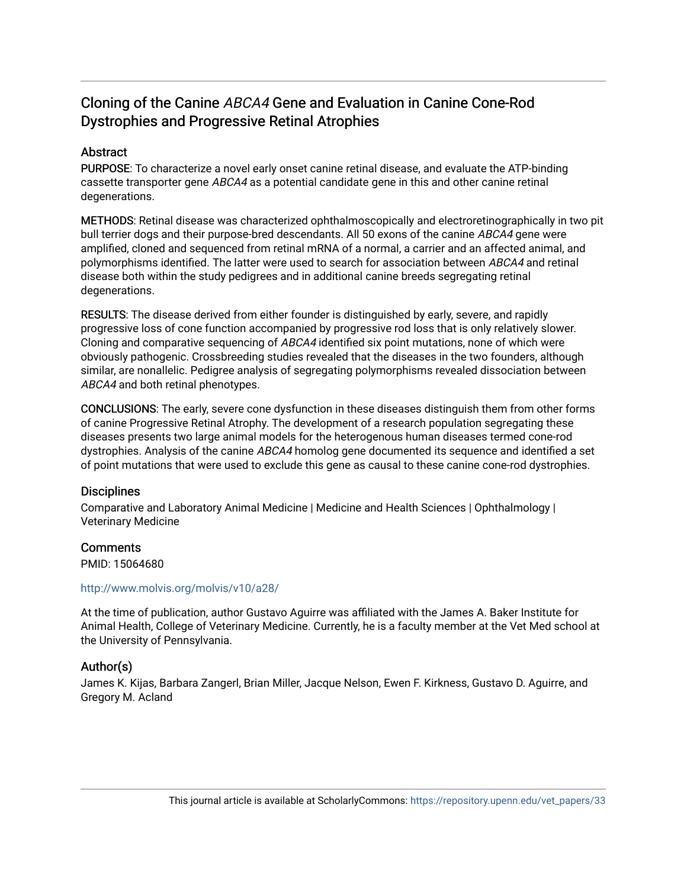# Cloning of the Canine *ABCA4* Gene and Evaluation in Canine Cone-Rod Dystrophies and Progressive Retinal Atrophies

## Abstract

PURPOSE: To characterize a novel early onset canine retinal disease, and evaluate the ATP-binding cassette transporter gene *ABCA4* as a potential candidate gene in this and other canine retinal degenerations.

METHODS: Retinal disease was characterized ophthalmoscopically and electroretinographically in two pit bull terrier dogs and their purpose-bred descendants. All 50 exons of the canine *ABCA4* gene were amplified, cloned and sequenced from retinal mRNA of a normal, a carrier and an affected animal, and polymorphisms identified. The latter were used to search for association between *ABCA4* and retinal disease both within the study pedigrees and in additional canine breeds segregating retinal degenerations.

RESULTS: The disease derived from either founder is distinguished by early, severe, and rapidly progressive loss of cone function accompanied by progressive rod loss that is only relatively slower. Cloning and comparative sequencing of *ABCA4* identified six point mutations, none of which were obviously pathogenic. Crossbreeding studies revealed that the diseases in the two founders, although similar, are nonallelic. Pedigree analysis of segregating polymorphisms revealed dissociation between *ABCA4* and both retinal phenotypes.

CONCLUSIONS: The early, severe cone dysfunction in these diseases distinguish them from other forms of canine Progressive Retinal Atrophy. The development of a research population segregating these diseases presents two large animal models for the heterogenous human diseases termed cone-rod dystrophies. Analysis of the canine *ABCA4* homolog gene documented its sequence and identified a set of point mutations that were used to exclude this gene as causal to these canine cone-rod dystrophies.

## Disciplines

Comparative and Laboratory Animal Medicine | Medicine and Health Sciences | Ophthalmology | Veterinary Medicine

## Comments

PMID: 15064680

http://www.molvis.org/molvis/v10/a28/

At the time of publication, author Gustavo Aguirre was affiliated with the James A. Baker Institute for Animal Health, College of Veterinary Medicine. Currently, he is a faculty member at the Vet Med school at the University of Pennsylvania.

## Author(s)

James K. Kijas, Barbara Zangerl, Brian Miller, Jacque Nelson, Ewen F. Kirkness, Gustavo D. Aguirre, and Gregory M. Acland

This journal article is available at ScholarlyCommons: https://repository.upenn.edu/vet_papers/33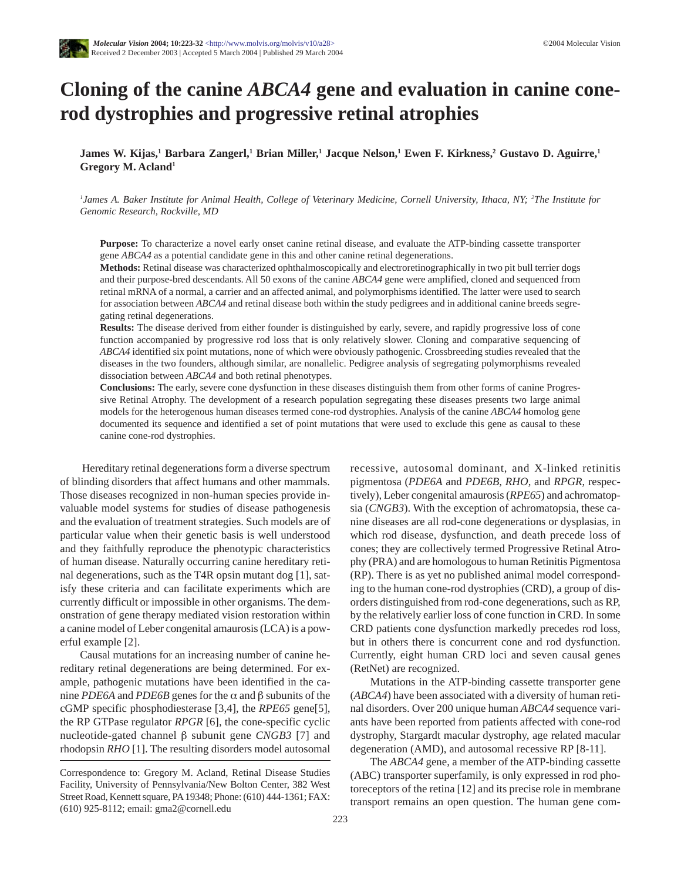# Cloning of the canine *ABCA4* gene and evaluation in canine cone-rod dystrophies and progressive retinal atrophies

**James W. Kijas,[1] Barbara Zangerl,[1] Brian Miller,[1] Jacque Nelson,[1] Ewen F. Kirkness,[2] Gustavo D. Aguirre,[1] Gregory M. Acland[1]**

*[1]James A. Baker Institute for Animal Health, College of Veterinary Medicine, Cornell University, Ithaca, NY; [2]The Institute for Genomic Research, Rockville, MD*

**Purpose:** To characterize a novel early onset canine retinal disease, and evaluate the ATP-binding cassette transporter gene *ABCA4* as a potential candidate gene in this and other canine retinal degenerations.

**Methods:** Retinal disease was characterized ophthalmoscopically and electroretinographically in two pit bull terrier dogs and their purpose-bred descendants. All 50 exons of the canine *ABCA4* gene were amplified, cloned and sequenced from retinal mRNA of a normal, a carrier and an affected animal, and polymorphisms identified. The latter were used to search for association between *ABCA4* and retinal disease both within the study pedigrees and in additional canine breeds segregating retinal degenerations.

**Results:** The disease derived from either founder is distinguished by early, severe, and rapidly progressive loss of cone function accompanied by progressive rod loss that is only relatively slower. Cloning and comparative sequencing of *ABCA4* identified six point mutations, none of which were obviously pathogenic. Crossbreeding studies revealed that the diseases in the two founders, although similar, are nonallelic. Pedigree analysis of segregating polymorphisms revealed dissociation between *ABCA4* and both retinal phenotypes.

**Conclusions:** The early, severe cone dysfunction in these diseases distinguish them from other forms of canine Progressive Retinal Atrophy. The development of a research population segregating these diseases presents two large animal models for the heterogenous human diseases termed cone-rod dystrophies. Analysis of the canine *ABCA4* homolog gene documented its sequence and identified a set of point mutations that were used to exclude this gene as causal to these canine cone-rod dystrophies.

Hereditary retinal degenerations form a diverse spectrum of blinding disorders that affect humans and other mammals. Those diseases recognized in non-human species provide invaluable model systems for studies of disease pathogenesis and the evaluation of treatment strategies. Such models are of particular value when their genetic basis is well understood and they faithfully reproduce the phenotypic characteristics of human disease. Naturally occurring canine hereditary retinal degenerations, such as the T4R opsin mutant dog [1], satisfy these criteria and can facilitate experiments which are currently difficult or impossible in other organisms. The demonstration of gene therapy mediated vision restoration within a canine model of Leber congenital amaurosis (LCA) is a powerful example [2].

Causal mutations for an increasing number of canine hereditary retinal degenerations are being determined. For example, pathogenic mutations have been identified in the canine *PDE6A* and *PDE6B* genes for the α and β subunits of the cGMP specific phosphodiesterase [3,4], the *RPE65* gene[5], the RP GTPase regulator *RPGR* [6], the cone-specific cyclic nucleotide-gated channel β subunit gene *CNGB3* [7] and rhodopsin *RHO* [1]. The resulting disorders model autosomal recessive, autosomal dominant, and X-linked retinitis pigmentosa (*PDE6A* and *PDE6B*, *RHO*, and *RPGR*, respectively), Leber congenital amaurosis (*RPE65*) and achromatopsia (*CNGB3*). With the exception of achromatopsia, these canine diseases are all rod-cone degenerations or dysplasias, in which rod disease, dysfunction, and death precede loss of cones; they are collectively termed Progressive Retinal Atrophy (PRA) and are homologous to human Retinitis Pigmentosa (RP). There is as yet no published animal model corresponding to the human cone-rod dystrophies (CRD), a group of disorders distinguished from rod-cone degenerations, such as RP, by the relatively earlier loss of cone function in CRD. In some CRD patients cone dysfunction markedly precedes rod loss, but in others there is concurrent cone and rod dysfunction. Currently, eight human CRD loci and seven causal genes (RetNet) are recognized.

Mutations in the ATP-binding cassette transporter gene (*ABCA4*) have been associated with a diversity of human retinal disorders. Over 200 unique human *ABCA4* sequence variants have been reported from patients affected with cone-rod dystrophy, Stargardt macular dystrophy, age related macular degeneration (AMD), and autosomal recessive RP [8-11].

The *ABCA4* gene, a member of the ATP-binding cassette (ABC) transporter superfamily, is only expressed in rod photoreceptors of the retina [12] and its precise role in membrane transport remains an open question. The human gene com-

Correspondence to: Gregory M. Acland, Retinal Disease Studies Facility, University of Pennsylvania/New Bolton Center, 382 West Street Road, Kennett square, PA 19348; Phone: (610) 444-1361; FAX: (610) 925-8112; email: gma2@cornell.edu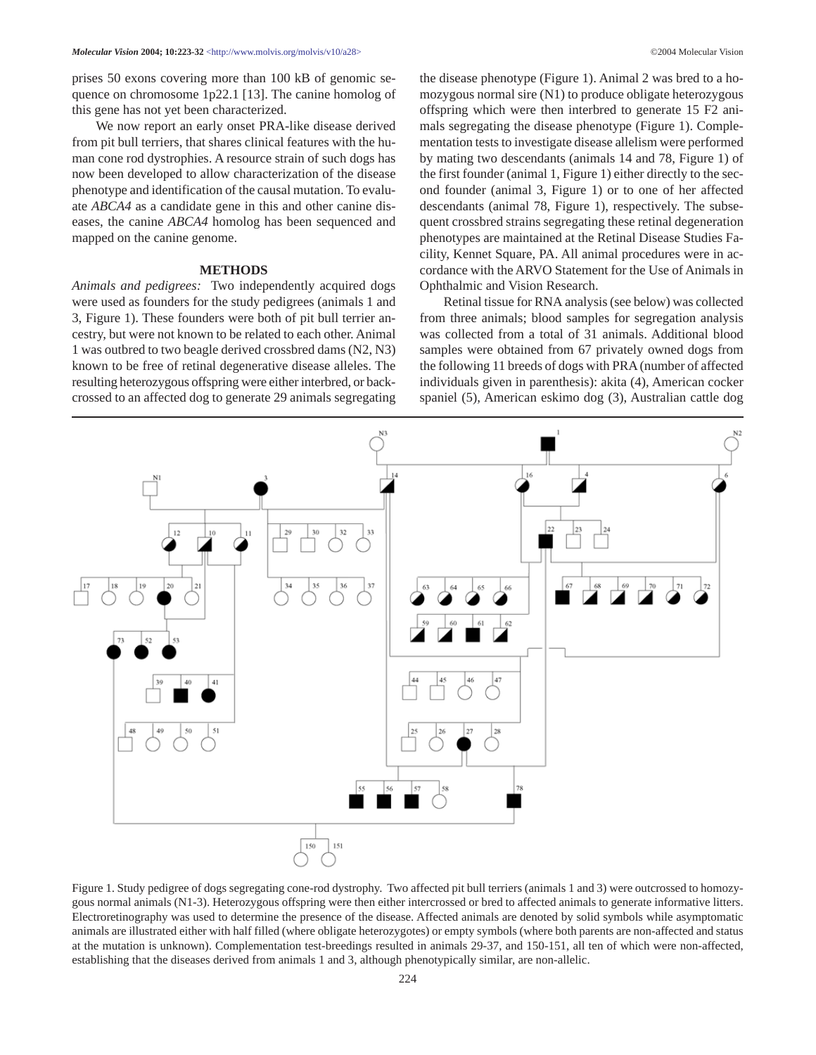prises 50 exons covering more than 100 kB of genomic sequence on chromosome 1p22.1 [13]. The canine homolog of this gene has not yet been characterized.

We now report an early onset PRA-like disease derived from pit bull terriers, that shares clinical features with the human cone rod dystrophies. A resource strain of such dogs has now been developed to allow characterization of the disease phenotype and identification of the causal mutation. To evaluate *ABCA4* as a candidate gene in this and other canine diseases, the canine *ABCA4* homolog has been sequenced and mapped on the canine genome.

## METHODS

*Animals and pedigrees:* Two independently acquired dogs were used as founders for the study pedigrees (animals 1 and 3, Figure 1). These founders were both of pit bull terrier ancestry, but were not known to be related to each other. Animal 1 was outbred to two beagle derived crossbred dams (N2, N3) known to be free of retinal degenerative disease alleles. The resulting heterozygous offspring were either interbred, or backcrossed to an affected dog to generate 29 animals segregating the disease phenotype (Figure 1). Animal 2 was bred to a homozygous normal sire (N1) to produce obligate heterozygous offspring which were then interbred to generate 15 F2 animals segregating the disease phenotype (Figure 1). Complementation tests to investigate disease allelism were performed by mating two descendants (animals 14 and 78, Figure 1) of the first founder (animal 1, Figure 1) either directly to the second founder (animal 3, Figure 1) or to one of her affected descendants (animal 78, Figure 1), respectively. The subsequent crossbred strains segregating these retinal degeneration phenotypes are maintained at the Retinal Disease Studies Facility, Kennet Square, PA. All animal procedures were in accordance with the ARVO Statement for the Use of Animals in Ophthalmic and Vision Research.

Retinal tissue for RNA analysis (see below) was collected from three animals; blood samples for segregation analysis was collected from a total of 31 animals. Additional blood samples were obtained from 67 privately owned dogs from the following 11 breeds of dogs with PRA (number of affected individuals given in parenthesis): akita (4), American cocker spaniel (5), American eskimo dog (3), Australian cattle dog

Figure 1. Study pedigree of dogs segregating cone-rod dystrophy. Two affected pit bull terriers (animals 1 and 3) were outcrossed to homozygous normal animals (N1-3). Heterozygous offspring were then either intercrossed or bred to affected animals to generate informative litters. Electroretinography was used to determine the presence of the disease. Affected animals are denoted by solid symbols while asymptomatic animals are illustrated either with half filled (where obligate heterozygotes) or empty symbols (where both parents are non-affected and status at the mutation is unknown). Complementation test-breedings resulted in animals 29-37, and 150-151, all ten of which were non-affected, establishing that the diseases derived from animals 1 and 3, although phenotypically similar, are non-allelic.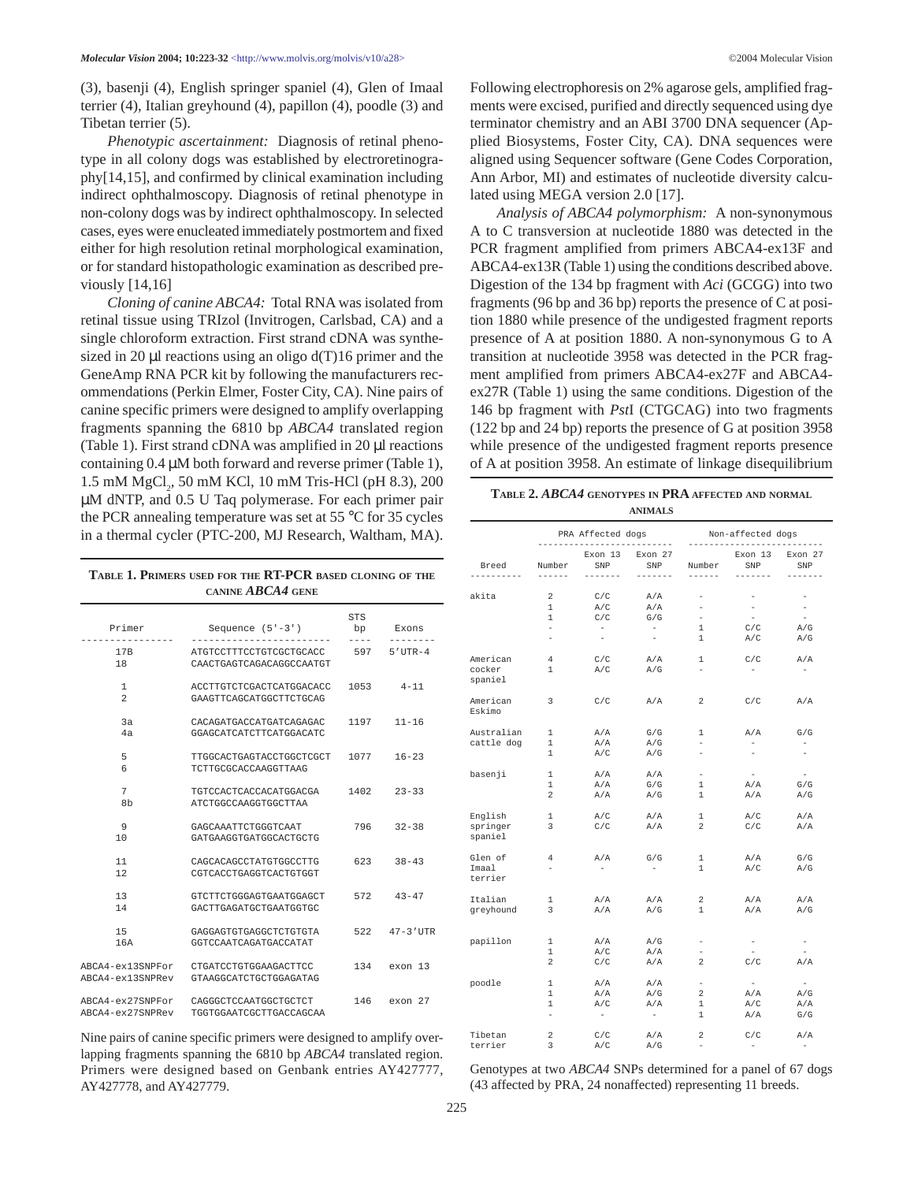(3), basenji (4), English springer spaniel (4), Glen of Imaal terrier (4), Italian greyhound (4), papillon (4), poodle (3) and Tibetan terrier (5).

*Phenotypic ascertainment:* Diagnosis of retinal phenotype in all colony dogs was established by electroretinography[14,15], and confirmed by clinical examination including indirect ophthalmoscopy. Diagnosis of retinal phenotype in non-colony dogs was by indirect ophthalmoscopy. In selected cases, eyes were enucleated immediately postmortem and fixed either for high resolution retinal morphological examination, or for standard histopathologic examination as described previously [14,16]

*Cloning of canine ABCA4:* Total RNA was isolated from retinal tissue using TRIzol (Invitrogen, Carlsbad, CA) and a single chloroform extraction. First strand cDNA was synthesized in 20 μl reactions using an oligo d(T)16 primer and the GeneAmp RNA PCR kit by following the manufacturers recommendations (Perkin Elmer, Foster City, CA). Nine pairs of canine specific primers were designed to amplify overlapping fragments spanning the 6810 bp *ABCA4* translated region (Table 1). First strand cDNA was amplified in 20 μl reactions containing 0.4 μM both forward and reverse primer (Table 1), 1.5 mM $MgCl_2$, 50 mM KCl, 10 mM Tris-HCl (pH 8.3), 200 μM dNTP, and 0.5 U Taq polymerase. For each primer pair the PCR annealing temperature was set at 55 °C for 35 cycles in a thermal cycler (PTC-200, MJ Research, Waltham, MA).

**Table 1. Primers used for the RT-PCR based cloning of the canine *ABCA4* gene**

| Primer | Sequence (5'-3') | STS bp | Exons |
|---|---|---|---|
| 17B | ATGTCCTTTCCTGTCGCTGCACC | 597 | 5'UTR-4 |
| 18 | CAACTGAGTCAGACAGGCCAATGT | | |
| 1 | ACCTTGTCTCGACTCATGGACACC | 1053 | 4-11 |
| 2 | GAAGTTCAGCATGGCTTCTGCAG | | |
| 3a | CACAGATGACCATGATCAGAGAC | 1197 | 11-16 |
| 4a | GGAGCATCATCTTCATGGACATC | | |
| 5 | TTGGCACTGAGTACCTGGCTCGCT | 1077 | 16-23 |
| 6 | TCTTGCGCACCAAGGTTAAG | | |
| 7 | TGTCCACTCACCACATGGACGA | 1402 | 23-33 |
| 8b | ATCTGGCCAAGGTGGCTTAA | | |
| 9 | GAGCAAATTCTGGGTCAAT | 796 | 32-38 |
| 10 | GATGAAGGTGATGGCACTGCTG | | |
| 11 | CAGCACAGCCTATGTGGCCTTG | 623 | 38-43 |
| 12 | CGTCACCTGAGGTCACTGTGGT | | |
| 13 | GTCTTCTGGGAGTGAATGGAGCT | 572 | 43-47 |
| 14 | GACTTGAGATGCTGAATGGTGC | | |
| 15 | GAGGAGTGTGAGGCTCTGTGTA | 522 | 47-3'UTR |
| 16A | GGTCCAATCAGATGACCATAT | | |
| ABCA4-ex13SNPFor | CTGATCCTGTGGAAGACTTCC | 134 | exon 13 |
| ABCA4-ex13SNPRev | GTAAGGCATCTGCTGGAGATAG | | |
| ABCA4-ex27SNPFor | CAGGGCTCCAATGGCTGCTCT | 146 | exon 27 |
| ABCA4-ex27SNPRev | TGGTGGAATCGCTTGACCAGCAA | | |

Nine pairs of canine specific primers were designed to amplify overlapping fragments spanning the 6810 bp *ABCA4* translated region. Primers were designed based on Genbank entries AY427777, AY427778, and AY427779.

Following electrophoresis on 2% agarose gels, amplified fragments were excised, purified and directly sequenced using dye terminator chemistry and an ABI 3700 DNA sequencer (Applied Biosystems, Foster City, CA). DNA sequences were aligned using Sequencer software (Gene Codes Corporation, Ann Arbor, MI) and estimates of nucleotide diversity calculated using MEGA version 2.0 [17].

*Analysis of ABCA4 polymorphism:* A non-synonymous A to C transversion at nucleotide 1880 was detected in the PCR fragment amplified from primers ABCA4-ex13F and ABCA4-ex13R (Table 1) using the conditions described above. Digestion of the 134 bp fragment with *Aci* (GCGG) into two fragments (96 bp and 36 bp) reports the presence of C at position 1880 while presence of the undigested fragment reports presence of A at position 1880. A non-synonymous G to A transition at nucleotide 3958 was detected in the PCR fragment amplified from primers ABCA4-ex27F and ABCA4-ex27R (Table 1) using the same conditions. Digestion of the 146 bp fragment with *Pst*I (CTGCAG) into two fragments (122 bp and 24 bp) reports the presence of G at position 3958 while presence of the undigested fragment reports presence of A at position 3958. An estimate of linkage disequilibrium

**Table 2. *ABCA4* genotypes in PRA affected and normal animals**

| Breed | PRA Affected dogs Number | Exon 13 SNP | Exon 27 SNP | Non-affected dogs Number | Exon 13 SNP | Exon 27 SNP |
|---|---|---|---|---|---|---|
| akita | 2 | C/C | A/A | - | - | - |
| | 1 | A/C | A/A | - | - | - |
| | 1 | C/C | G/G | - | - | - |
| | - | - | - | 1 | C/C | A/G |
| | - | - | - | 1 | A/C | A/G |
| American cocker spaniel | 4 | C/C | A/A | 1 | C/C | A/A |
| | 1 | A/C | A/G | - | - | - |
| American Eskimo | 3 | C/C | A/A | 2 | C/C | A/A |
| Australian cattle dog | 1 | A/A | G/G | 1 | A/A | G/G |
| | 1 | A/A | A/G | - | - | - |
| | 1 | A/C | A/G | - | - | - |
| basenji | 1 | A/A | A/A | - | - | - |
| | 1 | A/A | G/G | 1 | A/A | G/G |
| | 2 | A/A | A/G | 1 | A/A | A/G |
| English springer spaniel | 1 | A/C | A/A | 1 | A/C | A/A |
| | 3 | C/C | A/A | 2 | C/C | A/A |
| Glen of Imaal terrier | 4 | A/A | G/G | 1 | A/A | G/G |
| | - | - | - | 1 | A/C | A/G |
| Italian greyhound | 1 | A/A | A/A | 2 | A/A | A/A |
| | 3 | A/A | A/G | 1 | A/A | A/G |
| papillon | 1 | A/A | A/G | - | - | - |
| | 1 | A/C | A/A | - | - | - |
| | 2 | C/C | A/A | 2 | C/C | A/A |
| poodle | 1 | A/A | A/A | - | - | - |
| | 1 | A/A | A/G | 2 | A/A | A/G |
| | 1 | A/C | A/A | 1 | A/C | A/A |
| | - | - | - | 1 | A/A | G/G |
| Tibetan terrier | 2 | C/C | A/A | 2 | C/C | A/A |
| | 3 | A/C | A/G | - | - | - |

Genotypes at two *ABCA4* SNPs determined for a panel of 67 dogs (43 affected by PRA, 24 nonaffected) representing 11 breeds.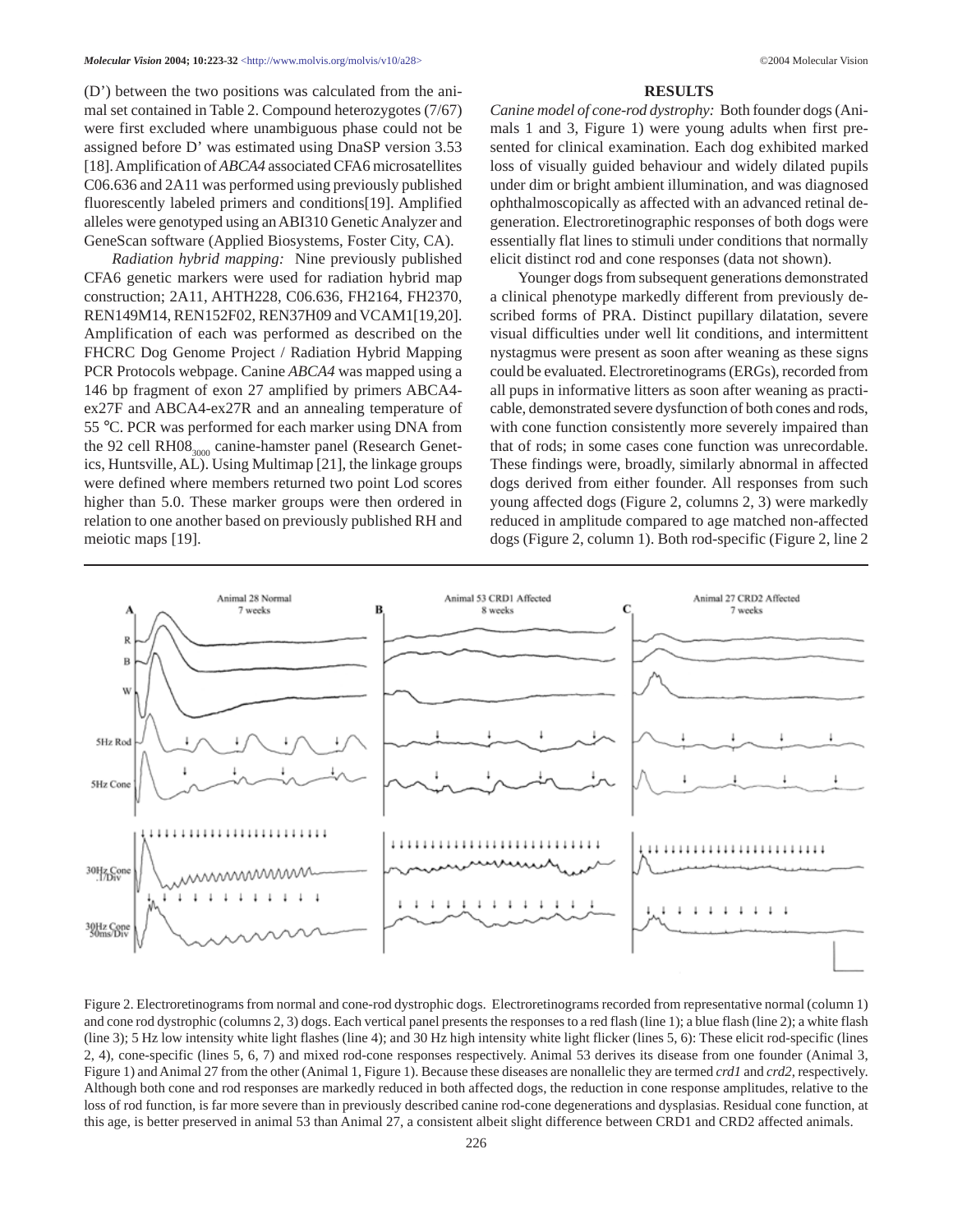(D') between the two positions was calculated from the animal set contained in Table 2. Compound heterozygotes (7/67) were first excluded where unambiguous phase could not be assigned before D' was estimated using DnaSP version 3.53 [18]. Amplification of *ABCA4* associated CFA6 microsatellites C06.636 and 2A11 was performed using previously published fluorescently labeled primers and conditions[19]. Amplified alleles were genotyped using an ABI310 Genetic Analyzer and GeneScan software (Applied Biosystems, Foster City, CA).

*Radiation hybrid mapping:* Nine previously published CFA6 genetic markers were used for radiation hybrid map construction; 2A11, AHTH228, C06.636, FH2164, FH2370, REN149M14, REN152F02, REN37H09 and VCAM1[19,20]. Amplification of each was performed as described on the FHCRC Dog Genome Project / Radiation Hybrid Mapping PCR Protocols webpage. Canine *ABCA4* was mapped using a 146 bp fragment of exon 27 amplified by primers ABCA4-ex27F and ABCA4-ex27R and an annealing temperature of 55 °C. PCR was performed for each marker using DNA from the 92 cell $RH08_{3000}$ canine-hamster panel (Research Genetics, Huntsville, AL). Using Multimap [21], the linkage groups were defined where members returned two point Lod scores higher than 5.0. These marker groups were then ordered in relation to one another based on previously published RH and meiotic maps [19].

## RESULTS

*Canine model of cone-rod dystrophy:* Both founder dogs (Animals 1 and 3, Figure 1) were young adults when first presented for clinical examination. Each dog exhibited marked loss of visually guided behaviour and widely dilated pupils under dim or bright ambient illumination, and was diagnosed ophthalmoscopically as affected with an advanced retinal degeneration. Electroretinographic responses of both dogs were essentially flat lines to stimuli under conditions that normally elicit distinct rod and cone responses (data not shown).

Younger dogs from subsequent generations demonstrated a clinical phenotype markedly different from previously described forms of PRA. Distinct pupillary dilatation, severe visual difficulties under well lit conditions, and intermittent nystagmus were present as soon after weaning as these signs could be evaluated. Electroretinograms (ERGs), recorded from all pups in informative litters as soon after weaning as practicable, demonstrated severe dysfunction of both cones and rods, with cone function consistently more severely impaired than that of rods; in some cases cone function was unrecordable. These findings were, broadly, similarly abnormal in affected dogs derived from either founder. All responses from such young affected dogs (Figure 2, columns 2, 3) were markedly reduced in amplitude compared to age matched non-affected dogs (Figure 2, column 1). Both rod-specific (Figure 2, line 2

Figure 2. Electroretinograms from normal and cone-rod dystrophic dogs. Electroretinograms recorded from representative normal (column 1) and cone rod dystrophic (columns 2, 3) dogs. Each vertical panel presents the responses to a red flash (line 1); a blue flash (line 2); a white flash (line 3); 5 Hz low intensity white light flashes (line 4); and 30 Hz high intensity white light flicker (lines 5, 6): These elicit rod-specific (lines 2, 4), cone-specific (lines 5, 6, 7) and mixed rod-cone responses respectively. Animal 53 derives its disease from one founder (Animal 3, Figure 1) and Animal 27 from the other (Animal 1, Figure 1). Because these diseases are nonallelic they are termed *crd1* and *crd2*, respectively. Although both cone and rod responses are markedly reduced in both affected dogs, the reduction in cone response amplitudes, relative to the loss of rod function, is far more severe than in previously described canine rod-cone degenerations and dysplasias. Residual cone function, at this age, is better preserved in animal 53 than Animal 27, a consistent albeit slight difference between CRD1 and CRD2 affected animals.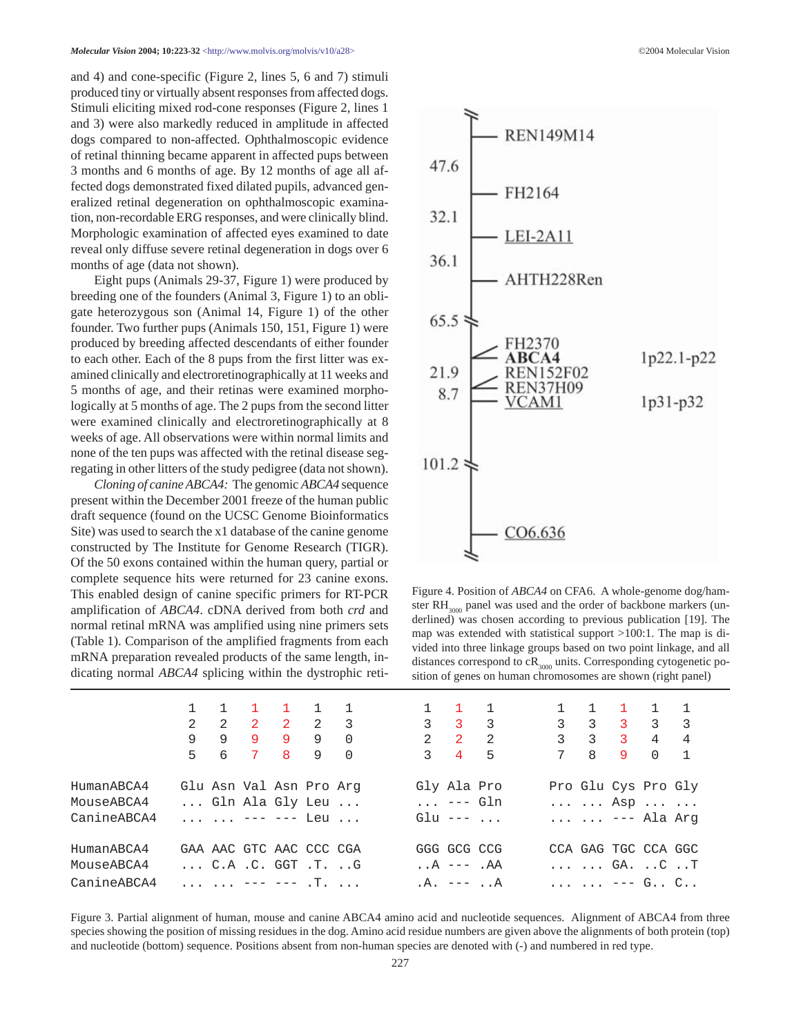and 4) and cone-specific (Figure 2, lines 5, 6 and 7) stimuli produced tiny or virtually absent responses from affected dogs. Stimuli eliciting mixed rod-cone responses (Figure 2, lines 1 and 3) were also markedly reduced in amplitude in affected dogs compared to non-affected. Ophthalmoscopic evidence of retinal thinning became apparent in affected pups between 3 months and 6 months of age. By 12 months of age all affected dogs demonstrated fixed dilated pupils, advanced generalized retinal degeneration on ophthalmoscopic examination, non-recordable ERG responses, and were clinically blind. Morphologic examination of affected eyes examined to date reveal only diffuse severe retinal degeneration in dogs over 6 months of age (data not shown).

Eight pups (Animals 29-37, Figure 1) were produced by breeding one of the founders (Animal 3, Figure 1) to an obligate heterozygous son (Animal 14, Figure 1) of the other founder. Two further pups (Animals 150, 151, Figure 1) were produced by breeding affected descendants of either founder to each other. Each of the 8 pups from the first litter was examined clinically and electroretinographically at 11 weeks and 5 months of age, and their retinas were examined morphologically at 5 months of age. The 2 pups from the second litter were examined clinically and electroretinographically at 8 weeks of age. All observations were within normal limits and none of the ten pups was affected with the retinal disease segregating in other litters of the study pedigree (data not shown).

*Cloning of canine ABCA4:* The genomic *ABCA4* sequence present within the December 2001 freeze of the human public draft sequence (found on the UCSC Genome Bioinformatics Site) was used to search the x1 database of the canine genome constructed by The Institute for Genome Research (TIGR). Of the 50 exons contained within the human query, partial or complete sequence hits were returned for 23 canine exons. This enabled design of canine specific primers for RT-PCR amplification of *ABCA4*. cDNA derived from both *crd* and normal retinal mRNA was amplified using nine primers sets (Table 1). Comparison of the amplified fragments from each mRNA preparation revealed products of the same length, indicating normal *ABCA4* splicing within the dystrophic reti-

| | 47.6 | | 32.1 | | 36.1 | | 65.5 | | 21.9 | 8.7 | | 101.2 | |
|---|---|---|---|---|---|---|---|---|---|---|---|---|---|

```
      REN149M14
47.6
      FH2164
32.1
      LEI-2A11
36.1
      AHTH228Ren
65.5
      FH2370
      ABCA4              1p22.1-p22
21.9  REN152F02
8.7   REN37H09
      VCAM1              1p31-p32
101.2
      CO6.636
```

Figure 4. Position of *ABCA4* on CFA6. A whole-genome dog/hamster $RH_{3000}$ panel was used and the order of backbone markers (underlined) was chosen according to previous publication [19]. The map was extended with statistical support >100:1. The map is divided into three linkage groups based on two point linkage, and all distances correspond to $cR_{3000}$ units. Corresponding cytogenetic position of genes on human chromosomes are shown (right panel)

| | 1295 | 1296 | 1297 | 1298 | 1299 | 1300 | 1323 | 1324 | 1325 | 1337 | 1338 | 1339 | 1340 | 1341 |
|---|---|---|---|---|---|---|---|---|---|---|---|---|---|---|
| HumanABCA4 | Glu | Asn | Val | Asn | Pro | Arg | Gly | Ala | Pro | Pro | Glu | Cys | Pro | Gly |
| MouseABCA4 | ... | Gln | Ala | Gly | Leu | ... | ... | --- | Gln | ... | ... | Asp | ... | ... |
| CanineABCA4 | ... | ... | --- | --- | Leu | ... | Glu | --- | ... | ... | ... | --- | Ala | Arg |
| HumanABCA4 | GAA | AAC | GTC | AAC | CCC | CGA | GGG | GCG | CCG | CCA | GAG | TGC | CCA | GGC |
| MouseABCA4 | ... | C.A | .C. | GGT | .T. | ..G | ..A | --- | .AA | ... | ... | GA. | ..C | ..T |
| CanineABCA4 | ... | ... | --- | --- | .T. | ... | .A. | --- | ..A | ... | ... | --- | G.. | C.. |

Figure 3. Partial alignment of human, mouse and canine ABCA4 amino acid and nucleotide sequences. Alignment of ABCA4 from three species showing the position of missing residues in the dog. Amino acid residue numbers are given above the alignments of both protein (top) and nucleotide (bottom) sequence. Positions absent from non-human species are denoted with (-) and numbered in red type.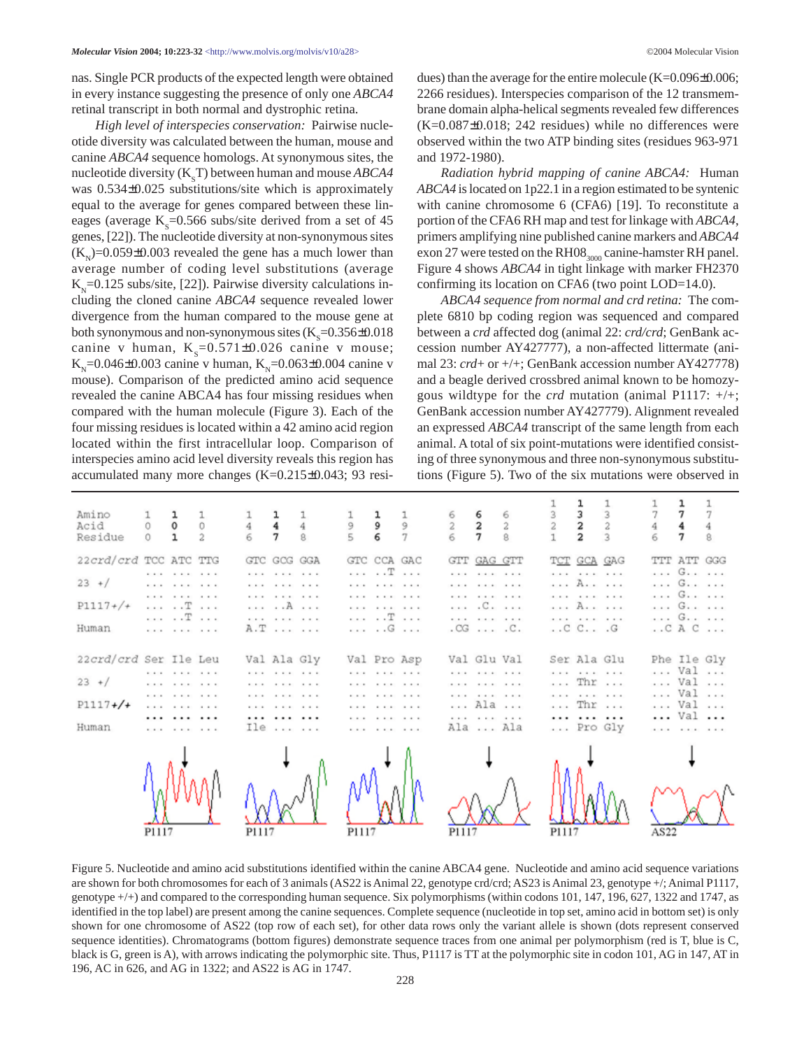nas. Single PCR products of the expected length were obtained in every instance suggesting the presence of only one *ABCA4* retinal transcript in both normal and dystrophic retina.

*High level of interspecies conservation:* Pairwise nucleotide diversity was calculated between the human, mouse and canine *ABCA4* sequence homologs. At synonymous sites, the nucleotide diversity ($K_ST$) between human and mouse *ABCA4* was 0.534±0.025 substitutions/site which is approximately equal to the average for genes compared between these lineages (average $K_S$=0.566 subs/site derived from a set of 45 genes, [22]). The nucleotide diversity at non-synonymous sites ($K_N$)=0.059±0.003 revealed the gene has a much lower than average number of coding level substitutions (average $K_N$=0.125 subs/site, [22]). Pairwise diversity calculations including the cloned canine *ABCA4* sequence revealed lower divergence from the human compared to the mouse gene at both synonymous and non-synonymous sites ($K_S$=0.356±0.018 canine v human, $K_S$=0.571±0.026 canine v mouse; $K_N$=0.046±0.003 canine v human, $K_N$=0.063±0.004 canine v mouse). Comparison of the predicted amino acid sequence revealed the canine ABCA4 has four missing residues when compared with the human molecule (Figure 3). Each of the four missing residues is located within a 42 amino acid region located within the first intracellular loop. Comparison of interspecies amino acid level diversity reveals this region has accumulated many more changes (K=0.215±0.043; 93 residues) than the average for the entire molecule (K=0.096±0.006; 2266 residues). Interspecies comparison of the 12 transmembrane domain alpha-helical segments revealed few differences (K=0.087±0.018; 242 residues) while no differences were observed within the two ATP binding sites (residues 963-971 and 1972-1980).

*Radiation hybrid mapping of canine ABCA4:* Human *ABCA4* is located on 1p22.1 in a region estimated to be syntenic with canine chromosome 6 (CFA6) [19]. To reconstitute a portion of the CFA6 RH map and test for linkage with *ABCA4*, primers amplifying nine published canine markers and *ABCA4* exon 27 were tested on the $RH08_{3000}$ canine-hamster RH panel. Figure 4 shows *ABCA4* in tight linkage with marker FH2370 confirming its location on CFA6 (two point LOD=14.0).

*ABCA4 sequence from normal and crd retina:* The complete 6810 bp coding region was sequenced and compared between a *crd* affected dog (animal 22: *crd/crd*; GenBank accession number AY427777), a non-affected littermate (animal 23: *crd+* or +/+; GenBank accession number AY427778) and a beagle derived crossbred animal known to be homozygous wildtype for the *crd* mutation (animal P1117: +/+; GenBank accession number AY427779). Alignment revealed an expressed *ABCA4* transcript of the same length from each animal. A total of six point-mutations were identified consisting of three synonymous and three non-synonymous substitutions (Figure 5). Two of the six mutations were observed in

| Amino Acid Residue | 100 101 102 | 146 147 148 | 195 196 197 | 626 627 628 | 1321 1322 1323 | 1746 1747 1748 |
|---|---|---|---|---|---|---|
| 22crd/crd | TCC ATC TTG | GTC GCG GGA | GTC CCA GAC | GTT GAG GTT | TCT GCA GAG | TTT ATT GGG |
| | ... ... ... | ... ... ... | ... ..T ... | ... ... ... | ... ... ... | ... G.. ... |
| 23 +/ | ... ... ... | ... ... ... | ... ... ... | ... ... ... | ... A.. ... | ... G.. ... |
| | ... ... ... | ... ... ... | ... ... ... | ... ... ... | ... ... ... | ... G.. ... |
| P1117+/+ | ... ..T ... | ... ..A ... | ... ... ... | ... .C. ... | ... A.. ... | ... G.. ... |
| | ... ..T ... | ... ... ... | ... ..T ... | ... ... ... | ... ... ... | ... G.. ... |
| Human | ... ... ... | A.T ... ... | ... ..G ... | .CG ... .C. | ..C C.. .G | ..C A C ... |
| 22crd/crd | Ser Ile Leu | Val Ala Gly | Val Pro Asp | Val Glu Val | Ser Ala Glu | Phe Ile Gly |
| | ... ... ... | ... ... ... | ... ... ... | ... ... ... | ... ... ... | ... Val ... |
| 23 +/ | ... ... ... | ... ... ... | ... ... ... | ... ... ... | ... Thr ... | ... Val ... |
| | ... ... ... | ... ... ... | ... ... ... | ... ... ... | ... ... ... | ... Val ... |
| P1117+/+ | ... ... ... | ... ... ... | ... ... ... | ... Ala ... | ... Thr ... | ... Val ... |
| | ... ... ... | ... ... ... | ... ... ... | ... ... ... | ... ... ... | ... Val ... |
| Human | ... ... ... | Ile ... ... | ... ... ... | Ala ... Ala | ... Pro Gly | ... ... ... |
| Chromatogram | P1117 | P1117 | P1117 | P1117 | P1117 | AS22 |

Figure 5. Nucleotide and amino acid substitutions identified within the canine ABCA4 gene. Nucleotide and amino acid sequence variations are shown for both chromosomes for each of 3 animals (AS22 is Animal 22, genotype crd/crd; AS23 is Animal 23, genotype +/; Animal P1117, genotype +/+) and compared to the corresponding human sequence. Six polymorphisms (within codons 101, 147, 196, 627, 1322 and 1747, as identified in the top label) are present among the canine sequences. Complete sequence (nucleotide in top set, amino acid in bottom set) is only shown for one chromosome of AS22 (top row of each set), for other data rows only the variant allele is shown (dots represent conserved sequence identities). Chromatograms (bottom figures) demonstrate sequence traces from one animal per polymorphism (red is T, blue is C, black is G, green is A), with arrows indicating the polymorphic site. Thus, P1117 is TT at the polymorphic site in codon 101, AG in 147, AT in 196, AC in 626, and AG in 1322; and AS22 is AG in 1747.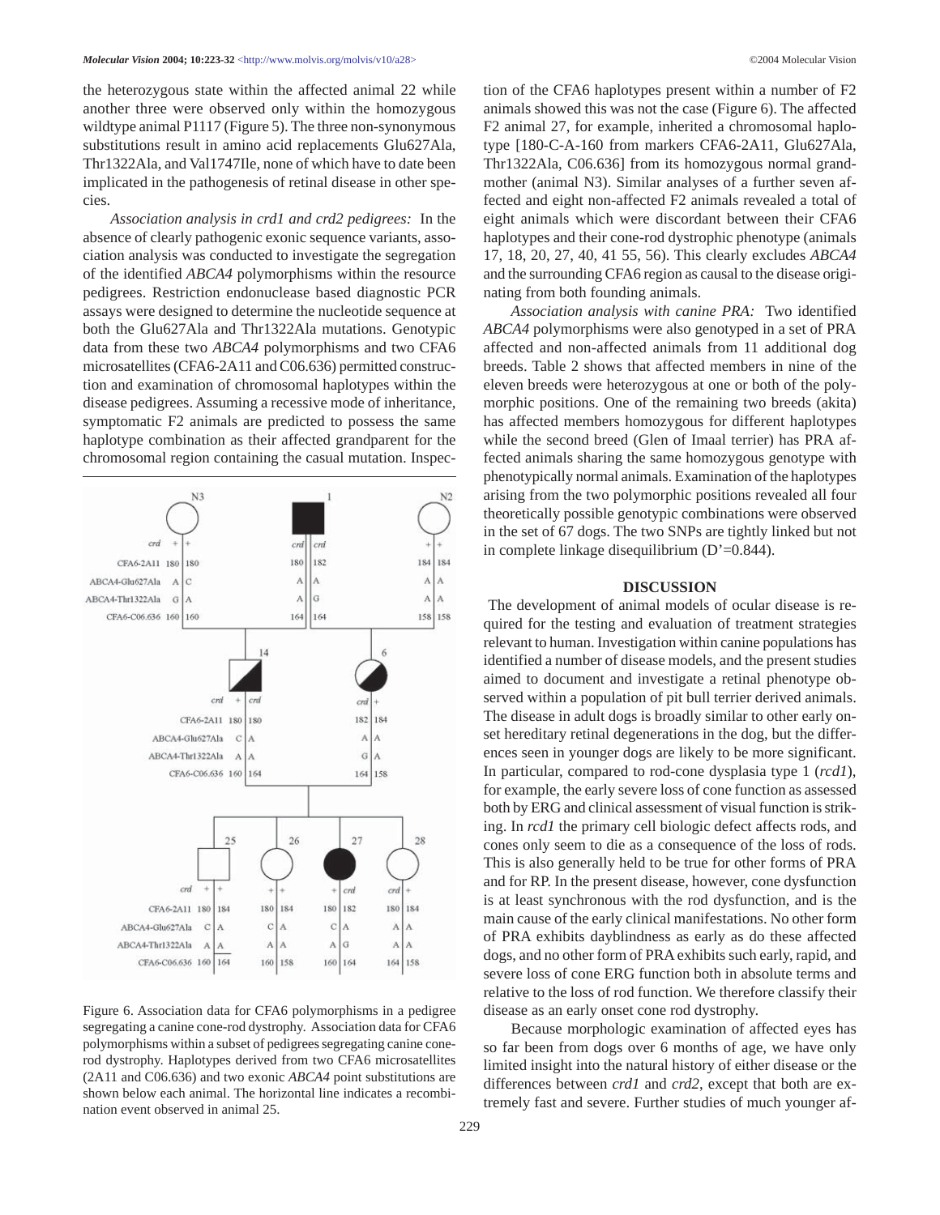the heterozygous state within the affected animal 22 while another three were observed only within the homozygous wildtype animal P1117 (Figure 5). The three non-synonymous substitutions result in amino acid replacements Glu627Ala, Thr1322Ala, and Val1747Ile, none of which have to date been implicated in the pathogenesis of retinal disease in other species.

*Association analysis in crd1 and crd2 pedigrees:* In the absence of clearly pathogenic exonic sequence variants, association analysis was conducted to investigate the segregation of the identified *ABCA4* polymorphisms within the resource pedigrees. Restriction endonuclease based diagnostic PCR assays were designed to determine the nucleotide sequence at both the Glu627Ala and Thr1322Ala mutations. Genotypic data from these two *ABCA4* polymorphisms and two CFA6 microsatellites (CFA6-2A11 and C06.636) permitted construction and examination of chromosomal haplotypes within the disease pedigrees. Assuming a recessive mode of inheritance, symptomatic F2 animals are predicted to possess the same haplotype combination as their affected grandparent for the chromosomal region containing the casual mutation. Inspection of the CFA6 haplotypes present within a number of F2 animals showed this was not the case (Figure 6). The affected F2 animal 27, for example, inherited a chromosomal haplotype [180-C-A-160 from markers CFA6-2A11, Glu627Ala, Thr1322Ala, C06.636] from its homozygous normal grandmother (animal N3). Similar analyses of a further seven affected and eight non-affected F2 animals revealed a total of eight animals which were discordant between their CFA6 haplotypes and their cone-rod dystrophic phenotype (animals 17, 18, 20, 27, 40, 41 55, 56). This clearly excludes *ABCA4* and the surrounding CFA6 region as causal to the disease originating from both founding animals.

Figure 6. Association data for CFA6 polymorphisms in a pedigree segregating a canine cone-rod dystrophy. Association data for CFA6 polymorphisms within a subset of pedigrees segregating canine cone-rod dystrophy. Haplotypes derived from two CFA6 microsatellites (2A11 and C06.636) and two exonic *ABCA4* point substitutions are shown below each animal. The horizontal line indicates a recombination event observed in animal 25.

*Association analysis with canine PRA:* Two identified *ABCA4* polymorphisms were also genotyped in a set of PRA affected and non-affected animals from 11 additional dog breeds. Table 2 shows that affected members in nine of the eleven breeds were heterozygous at one or both of the polymorphic positions. One of the remaining two breeds (akita) has affected members homozygous for different haplotypes while the second breed (Glen of Imaal terrier) has PRA affected animals sharing the same homozygous genotype with phenotypically normal animals. Examination of the haplotypes arising from the two polymorphic positions revealed all four theoretically possible genotypic combinations were observed in the set of 67 dogs. The two SNPs are tightly linked but not in complete linkage disequilibrium (D'=0.844).

## DISCUSSION

The development of animal models of ocular disease is required for the testing and evaluation of treatment strategies relevant to human. Investigation within canine populations has identified a number of disease models, and the present studies aimed to document and investigate a retinal phenotype observed within a population of pit bull terrier derived animals. The disease in adult dogs is broadly similar to other early onset hereditary retinal degenerations in the dog, but the differences seen in younger dogs are likely to be more significant. In particular, compared to rod-cone dysplasia type 1 (*rcd1*), for example, the early severe loss of cone function as assessed both by ERG and clinical assessment of visual function is striking. In *rcd1* the primary cell biologic defect affects rods, and cones only seem to die as a consequence of the loss of rods. This is also generally held to be true for other forms of PRA and for RP. In the present disease, however, cone dysfunction is at least synchronous with the rod dysfunction, and is the main cause of the early clinical manifestations. No other form of PRA exhibits dayblindness as early as do these affected dogs, and no other form of PRA exhibits such early, rapid, and severe loss of cone ERG function both in absolute terms and relative to the loss of rod function. We therefore classify their disease as an early onset cone rod dystrophy.

Because morphologic examination of affected eyes has so far been from dogs over 6 months of age, we have only limited insight into the natural history of either disease or the differences between *crd1* and *crd2*, except that both are extremely fast and severe. Further studies of much younger af-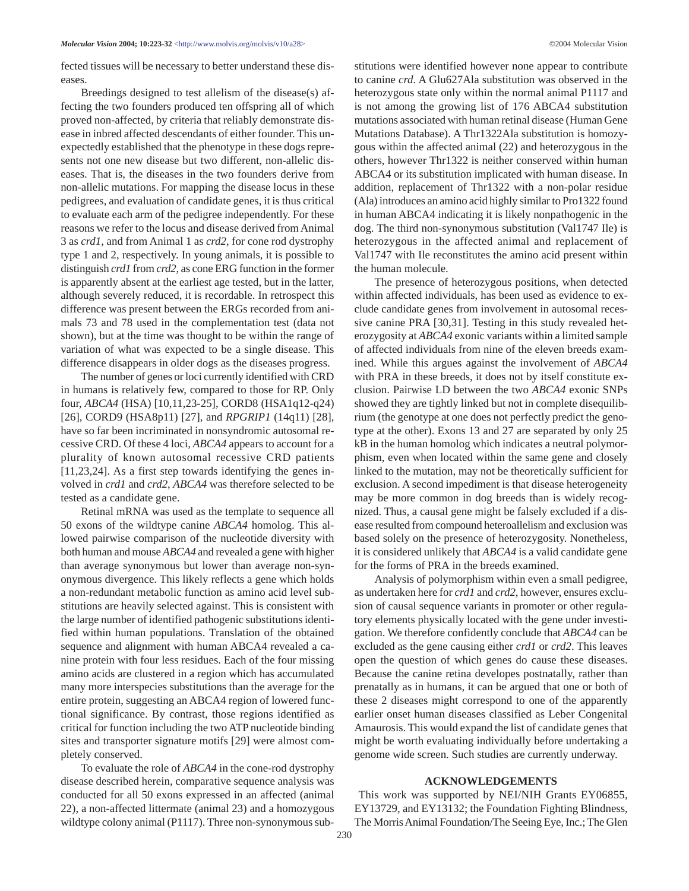fected tissues will be necessary to better understand these diseases.

Breedings designed to test allelism of the disease(s) affecting the two founders produced ten offspring all of which proved non-affected, by criteria that reliably demonstrate disease in inbred affected descendants of either founder. This unexpectedly established that the phenotype in these dogs represents not one new disease but two different, non-allelic diseases. That is, the diseases in the two founders derive from non-allelic mutations. For mapping the disease locus in these pedigrees, and evaluation of candidate genes, it is thus critical to evaluate each arm of the pedigree independently. For these reasons we refer to the locus and disease derived from Animal 3 as *crd1*, and from Animal 1 as *crd2*, for cone rod dystrophy type 1 and 2, respectively. In young animals, it is possible to distinguish *crd1* from *crd2*, as cone ERG function in the former is apparently absent at the earliest age tested, but in the latter, although severely reduced, it is recordable. In retrospect this difference was present between the ERGs recorded from animals 73 and 78 used in the complementation test (data not shown), but at the time was thought to be within the range of variation of what was expected to be a single disease. This difference disappears in older dogs as the diseases progress.

The number of genes or loci currently identified with CRD in humans is relatively few, compared to those for RP. Only four, *ABCA4* (HSA) [10,11,23-25], CORD8 (HSA1q12-q24) [26], CORD9 (HSA8p11) [27], and *RPGRIP1* (14q11) [28], have so far been incriminated in nonsyndromic autosomal recessive CRD. Of these 4 loci, *ABCA4* appears to account for a plurality of known autosomal recessive CRD patients [11,23,24]. As a first step towards identifying the genes involved in *crd1* and *crd2*, *ABCA4* was therefore selected to be tested as a candidate gene.

Retinal mRNA was used as the template to sequence all 50 exons of the wildtype canine *ABCA4* homolog. This allowed pairwise comparison of the nucleotide diversity with both human and mouse *ABCA4* and revealed a gene with higher than average synonymous but lower than average non-synonymous divergence. This likely reflects a gene which holds a non-redundant metabolic function as amino acid level substitutions are heavily selected against. This is consistent with the large number of identified pathogenic substitutions identified within human populations. Translation of the obtained sequence and alignment with human ABCA4 revealed a canine protein with four less residues. Each of the four missing amino acids are clustered in a region which has accumulated many more interspecies substitutions than the average for the entire protein, suggesting an ABCA4 region of lowered functional significance. By contrast, those regions identified as critical for function including the two ATP nucleotide binding sites and transporter signature motifs [29] were almost completely conserved.

To evaluate the role of *ABCA4* in the cone-rod dystrophy disease described herein, comparative sequence analysis was conducted for all 50 exons expressed in an affected (animal 22), a non-affected littermate (animal 23) and a homozygous wildtype colony animal (P1117). Three non-synonymous substitutions were identified however none appear to contribute to canine *crd*. A Glu627Ala substitution was observed in the heterozygous state only within the normal animal P1117 and is not among the growing list of 176 ABCA4 substitution mutations associated with human retinal disease (Human Gene Mutations Database). A Thr1322Ala substitution is homozygous within the affected animal (22) and heterozygous in the others, however Thr1322 is neither conserved within human ABCA4 or its substitution implicated with human disease. In addition, replacement of Thr1322 with a non-polar residue (Ala) introduces an amino acid highly similar to Pro1322 found in human ABCA4 indicating it is likely nonpathogenic in the dog. The third non-synonymous substitution (Val1747 Ile) is heterozygous in the affected animal and replacement of Val1747 with Ile reconstitutes the amino acid present within the human molecule.

The presence of heterozygous positions, when detected within affected individuals, has been used as evidence to exclude candidate genes from involvement in autosomal recessive canine PRA [30,31]. Testing in this study revealed heterozygosity at *ABCA4* exonic variants within a limited sample of affected individuals from nine of the eleven breeds examined. While this argues against the involvement of *ABCA4* with PRA in these breeds, it does not by itself constitute exclusion. Pairwise LD between the two *ABCA4* exonic SNPs showed they are tightly linked but not in complete disequilibrium (the genotype at one does not perfectly predict the genotype at the other). Exons 13 and 27 are separated by only 25 kB in the human homolog which indicates a neutral polymorphism, even when located within the same gene and closely linked to the mutation, may not be theoretically sufficient for exclusion. A second impediment is that disease heterogeneity may be more common in dog breeds than is widely recognized. Thus, a causal gene might be falsely excluded if a disease resulted from compound heteroallelism and exclusion was based solely on the presence of heterozygosity. Nonetheless, it is considered unlikely that *ABCA4* is a valid candidate gene for the forms of PRA in the breeds examined.

Analysis of polymorphism within even a small pedigree, as undertaken here for *crd1* and *crd2*, however, ensures exclusion of causal sequence variants in promoter or other regulatory elements physically located with the gene under investigation. We therefore confidently conclude that *ABCA4* can be excluded as the gene causing either *crd1* or *crd2*. This leaves open the question of which genes do cause these diseases. Because the canine retina developes postnatally, rather than prenatally as in humans, it can be argued that one or both of these 2 diseases might correspond to one of the apparently earlier onset human diseases classified as Leber Congenital Amaurosis. This would expand the list of candidate genes that might be worth evaluating individually before undertaking a genome wide screen. Such studies are currently underway.

## ACKNOWLEDGEMENTS

This work was supported by NEI/NIH Grants EY06855, EY13729, and EY13132; the Foundation Fighting Blindness, The Morris Animal Foundation/The Seeing Eye, Inc.; The Glen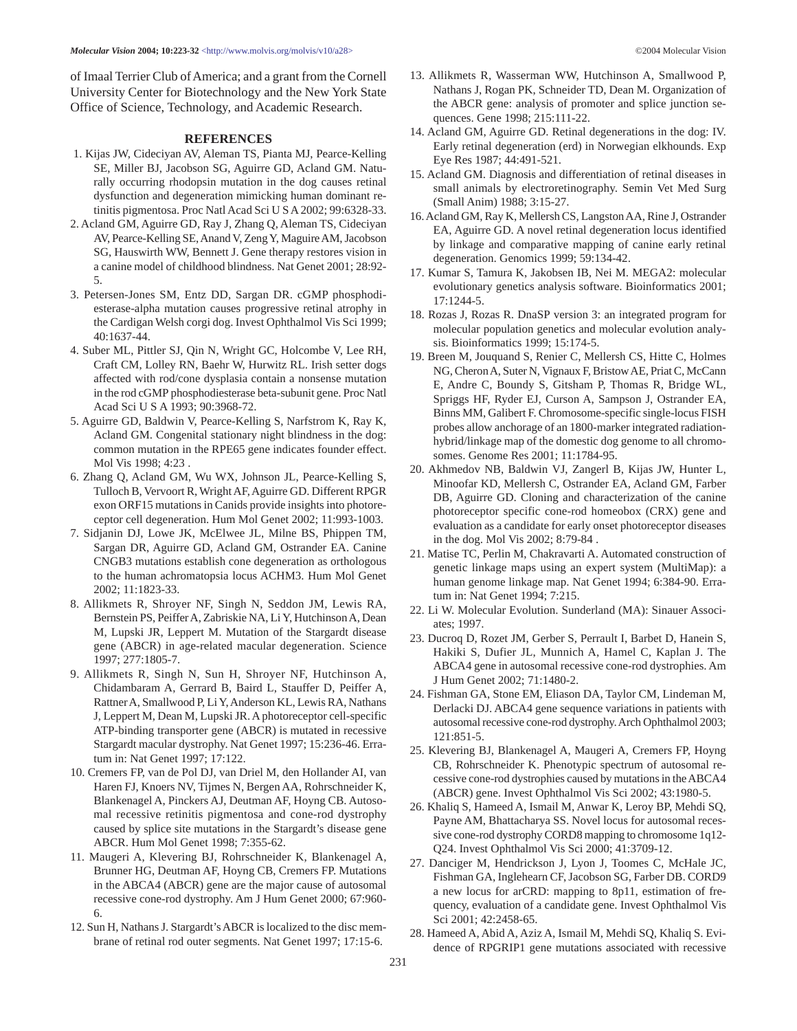of Imaal Terrier Club of America; and a grant from the Cornell University Center for Biotechnology and the New York State Office of Science, Technology, and Academic Research.

## REFERENCES

1. Kijas JW, Cideciyan AV, Aleman TS, Pianta MJ, Pearce-Kelling SE, Miller BJ, Jacobson SG, Aguirre GD, Acland GM. Naturally occurring rhodopsin mutation in the dog causes retinal dysfunction and degeneration mimicking human dominant retinitis pigmentosa. Proc Natl Acad Sci U S A 2002; 99:6328-33.
2. Acland GM, Aguirre GD, Ray J, Zhang Q, Aleman TS, Cideciyan AV, Pearce-Kelling SE, Anand V, Zeng Y, Maguire AM, Jacobson SG, Hauswirth WW, Bennett J. Gene therapy restores vision in a canine model of childhood blindness. Nat Genet 2001; 28:92-5.
3. Petersen-Jones SM, Entz DD, Sargan DR. cGMP phosphodiesterase-alpha mutation causes progressive retinal atrophy in the Cardigan Welsh corgi dog. Invest Ophthalmol Vis Sci 1999; 40:1637-44.
4. Suber ML, Pittler SJ, Qin N, Wright GC, Holcombe V, Lee RH, Craft CM, Lolley RN, Baehr W, Hurwitz RL. Irish setter dogs affected with rod/cone dysplasia contain a nonsense mutation in the rod cGMP phosphodiesterase beta-subunit gene. Proc Natl Acad Sci U S A 1993; 90:3968-72.
5. Aguirre GD, Baldwin V, Pearce-Kelling S, Narfstrom K, Ray K, Acland GM. Congenital stationary night blindness in the dog: common mutation in the RPE65 gene indicates founder effect. Mol Vis 1998; 4:23 .
6. Zhang Q, Acland GM, Wu WX, Johnson JL, Pearce-Kelling S, Tulloch B, Vervoort R, Wright AF, Aguirre GD. Different RPGR exon ORF15 mutations in Canids provide insights into photoreceptor cell degeneration. Hum Mol Genet 2002; 11:993-1003.
7. Sidjanin DJ, Lowe JK, McElwee JL, Milne BS, Phippen TM, Sargan DR, Aguirre GD, Acland GM, Ostrander EA. Canine CNGB3 mutations establish cone degeneration as orthologous to the human achromatopsia locus ACHM3. Hum Mol Genet 2002; 11:1823-33.
8. Allikmets R, Shroyer NF, Singh N, Seddon JM, Lewis RA, Bernstein PS, Peiffer A, Zabriskie NA, Li Y, Hutchinson A, Dean M, Lupski JR, Leppert M. Mutation of the Stargardt disease gene (ABCR) in age-related macular degeneration. Science 1997; 277:1805-7.
9. Allikmets R, Singh N, Sun H, Shroyer NF, Hutchinson A, Chidambaram A, Gerrard B, Baird L, Stauffer D, Peiffer A, Rattner A, Smallwood P, Li Y, Anderson KL, Lewis RA, Nathans J, Leppert M, Dean M, Lupski JR. A photoreceptor cell-specific ATP-binding transporter gene (ABCR) is mutated in recessive Stargardt macular dystrophy. Nat Genet 1997; 15:236-46. Erratum in: Nat Genet 1997; 17:122.
10. Cremers FP, van de Pol DJ, van Driel M, den Hollander AI, van Haren FJ, Knoers NV, Tijmes N, Bergen AA, Rohrschneider K, Blankenagel A, Pinckers AJ, Deutman AF, Hoyng CB. Autosomal recessive retinitis pigmentosa and cone-rod dystrophy caused by splice site mutations in the Stargardt's disease gene ABCR. Hum Mol Genet 1998; 7:355-62.
11. Maugeri A, Klevering BJ, Rohrschneider K, Blankenagel A, Brunner HG, Deutman AF, Hoyng CB, Cremers FP. Mutations in the ABCA4 (ABCR) gene are the major cause of autosomal recessive cone-rod dystrophy. Am J Hum Genet 2000; 67:960-6.
12. Sun H, Nathans J. Stargardt's ABCR is localized to the disc membrane of retinal rod outer segments. Nat Genet 1997; 17:15-6.
13. Allikmets R, Wasserman WW, Hutchinson A, Smallwood P, Nathans J, Rogan PK, Schneider TD, Dean M. Organization of the ABCR gene: analysis of promoter and splice junction sequences. Gene 1998; 215:111-22.
14. Acland GM, Aguirre GD. Retinal degenerations in the dog: IV. Early retinal degeneration (erd) in Norwegian elkhounds. Exp Eye Res 1987; 44:491-521.
15. Acland GM. Diagnosis and differentiation of retinal diseases in small animals by electroretinography. Semin Vet Med Surg (Small Anim) 1988; 3:15-27.
16. Acland GM, Ray K, Mellersh CS, Langston AA, Rine J, Ostrander EA, Aguirre GD. A novel retinal degeneration locus identified by linkage and comparative mapping of canine early retinal degeneration. Genomics 1999; 59:134-42.
17. Kumar S, Tamura K, Jakobsen IB, Nei M. MEGA2: molecular evolutionary genetics analysis software. Bioinformatics 2001; 17:1244-5.
18. Rozas J, Rozas R. DnaSP version 3: an integrated program for molecular population genetics and molecular evolution analysis. Bioinformatics 1999; 15:174-5.
19. Breen M, Jouquand S, Renier C, Mellersh CS, Hitte C, Holmes NG, Cheron A, Suter N, Vignaux F, Bristow AE, Priat C, McCann E, Andre C, Boundy S, Gitsham P, Thomas R, Bridge WL, Spriggs HF, Ryder EJ, Curson A, Sampson J, Ostrander EA, Binns MM, Galibert F. Chromosome-specific single-locus FISH probes allow anchorage of an 1800-marker integrated radiation-hybrid/linkage map of the domestic dog genome to all chromosomes. Genome Res 2001; 11:1784-95.
20. Akhmedov NB, Baldwin VJ, Zangerl B, Kijas JW, Hunter L, Minoofar KD, Mellersh C, Ostrander EA, Acland GM, Farber DB, Aguirre GD. Cloning and characterization of the canine photoreceptor specific cone-rod homeobox (CRX) gene and evaluation as a candidate for early onset photoreceptor diseases in the dog. Mol Vis 2002; 8:79-84 .
21. Matise TC, Perlin M, Chakravarti A. Automated construction of genetic linkage maps using an expert system (MultiMap): a human genome linkage map. Nat Genet 1994; 6:384-90. Erratum in: Nat Genet 1994; 7:215.
22. Li W. Molecular Evolution. Sunderland (MA): Sinauer Associates; 1997.
23. Ducroq D, Rozet JM, Gerber S, Perrault I, Barbet D, Hanein S, Hakiki S, Dufier JL, Munnich A, Hamel C, Kaplan J. The ABCA4 gene in autosomal recessive cone-rod dystrophies. Am J Hum Genet 2002; 71:1480-2.
24. Fishman GA, Stone EM, Eliason DA, Taylor CM, Lindeman M, Derlacki DJ. ABCA4 gene sequence variations in patients with autosomal recessive cone-rod dystrophy. Arch Ophthalmol 2003; 121:851-5.
25. Klevering BJ, Blankenagel A, Maugeri A, Cremers FP, Hoyng CB, Rohrschneider K. Phenotypic spectrum of autosomal recessive cone-rod dystrophies caused by mutations in the ABCA4 (ABCR) gene. Invest Ophthalmol Vis Sci 2002; 43:1980-5.
26. Khaliq S, Hameed A, Ismail M, Anwar K, Leroy BP, Mehdi SQ, Payne AM, Bhattacharya SS. Novel locus for autosomal recessive cone-rod dystrophy CORD8 mapping to chromosome 1q12-Q24. Invest Ophthalmol Vis Sci 2000; 41:3709-12.
27. Danciger M, Hendrickson J, Lyon J, Toomes C, McHale JC, Fishman GA, Inglehearn CF, Jacobson SG, Farber DB. CORD9 a new locus for arCRD: mapping to 8p11, estimation of frequency, evaluation of a candidate gene. Invest Ophthalmol Vis Sci 2001; 42:2458-65.
28. Hameed A, Abid A, Aziz A, Ismail M, Mehdi SQ, Khaliq S. Evidence of RPGRIP1 gene mutations associated with recessive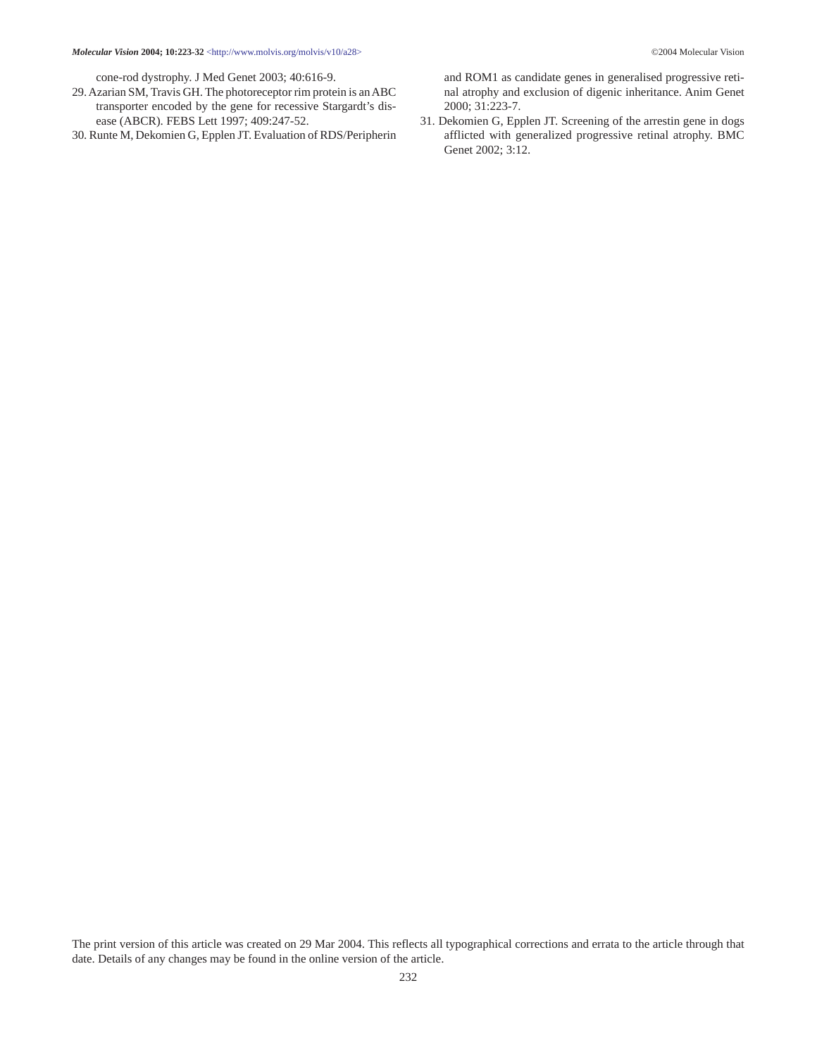cone-rod dystrophy. J Med Genet 2003; 40:616-9.

29. Azarian SM, Travis GH. The photoreceptor rim protein is an ABC transporter encoded by the gene for recessive Stargardt's disease (ABCR). FEBS Lett 1997; 409:247-52.
30. Runte M, Dekomien G, Epplen JT. Evaluation of RDS/Peripherin and ROM1 as candidate genes in generalised progressive retinal atrophy and exclusion of digenic inheritance. Anim Genet 2000; 31:223-7.
31. Dekomien G, Epplen JT. Screening of the arrestin gene in dogs afflicted with generalized progressive retinal atrophy. BMC Genet 2002; 3:12.

The print version of this article was created on 29 Mar 2004. This reflects all typographical corrections and errata to the article through that date. Details of any changes may be found in the online version of the article.